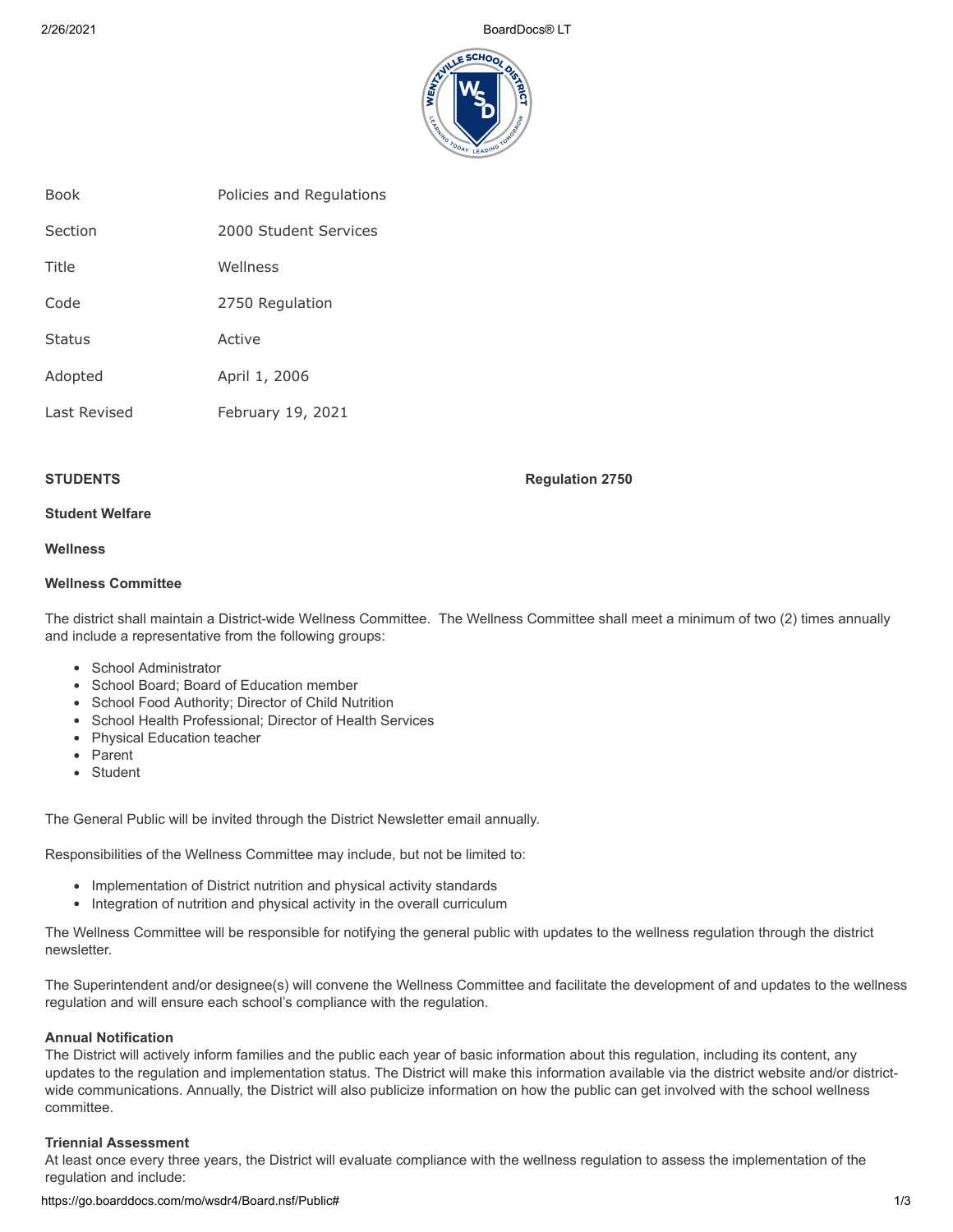| Book | Policies and Regulations |
| --- | --- |
| Section | 2000 Student Services |
| Title | Wellness |
| Code | 2750 Regulation |
| Status | Active |
| Adopted | April 1, 2006 |
| Last Revised | February 19, 2021 |

**STUDENTS** **Regulation 2750**

**Student Welfare**

**Wellness**

**Wellness Committee**

The district shall maintain a District-wide Wellness Committee. The Wellness Committee shall meet a minimum of two (2) times annually and include a representative from the following groups:

- School Administrator
- School Board; Board of Education member
- School Food Authority; Director of Child Nutrition
- School Health Professional; Director of Health Services
- Physical Education teacher
- Parent
- Student

The General Public will be invited through the District Newsletter email annually.

Responsibilities of the Wellness Committee may include, but not be limited to:

- Implementation of District nutrition and physical activity standards
- Integration of nutrition and physical activity in the overall curriculum

The Wellness Committee will be responsible for notifying the general public with updates to the wellness regulation through the district newsletter.

The Superintendent and/or designee(s) will convene the Wellness Committee and facilitate the development of and updates to the wellness regulation and will ensure each school's compliance with the regulation.

**Annual Notification**

The District will actively inform families and the public each year of basic information about this regulation, including its content, any updates to the regulation and implementation status. The District will make this information available via the district website and/or district-wide communications. Annually, the District will also publicize information on how the public can get involved with the school wellness committee.

**Triennial Assessment**

At least once every three years, the District will evaluate compliance with the wellness regulation to assess the implementation of the regulation and include: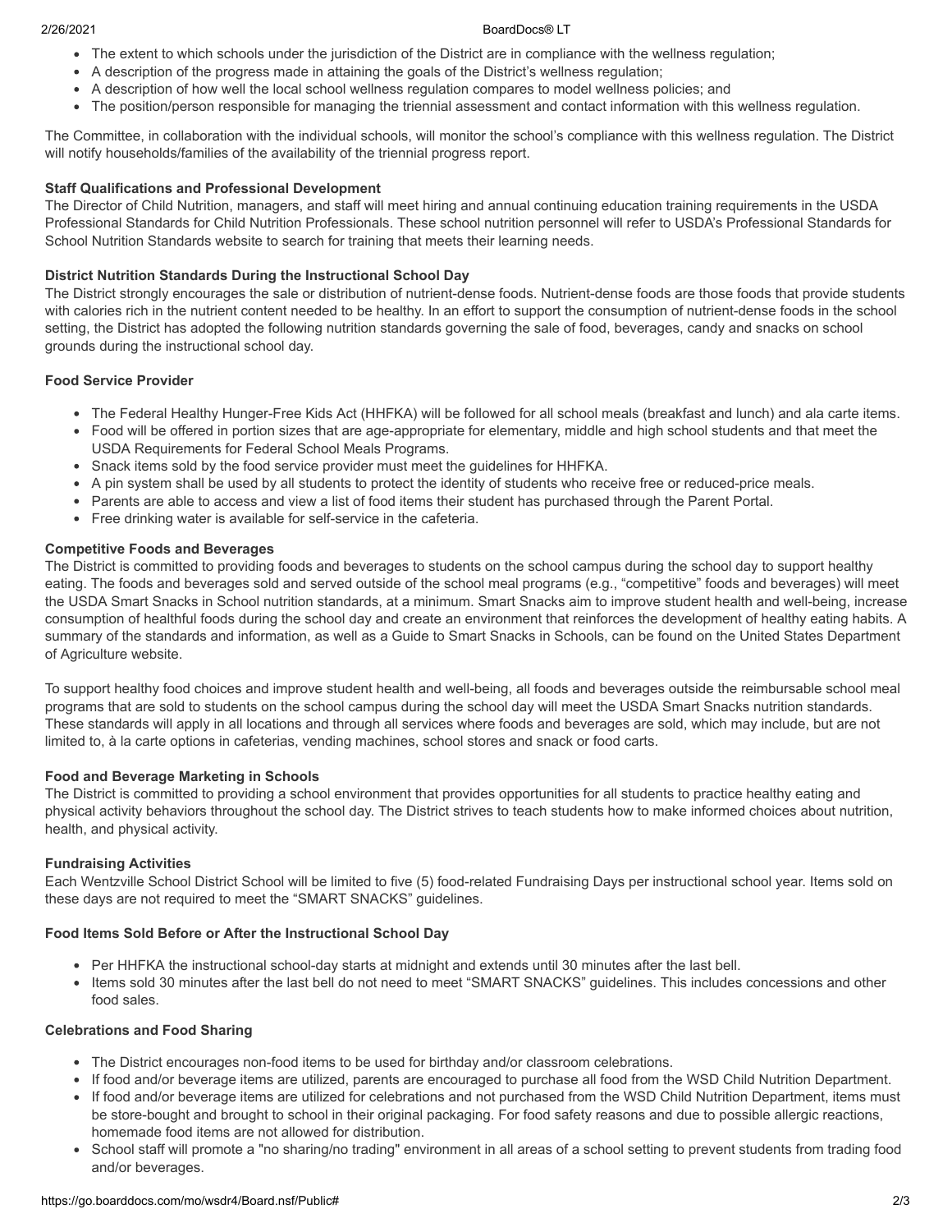- The extent to which schools under the jurisdiction of the District are in compliance with the wellness regulation;
- A description of the progress made in attaining the goals of the District's wellness regulation;
- A description of how well the local school wellness regulation compares to model wellness policies; and
- The position/person responsible for managing the triennial assessment and contact information with this wellness regulation.

The Committee, in collaboration with the individual schools, will monitor the school's compliance with this wellness regulation. The District will notify households/families of the availability of the triennial progress report.

**Staff Qualifications and Professional Development**

The Director of Child Nutrition, managers, and staff will meet hiring and annual continuing education training requirements in the USDA Professional Standards for Child Nutrition Professionals. These school nutrition personnel will refer to USDA's Professional Standards for School Nutrition Standards website to search for training that meets their learning needs.

**District Nutrition Standards During the Instructional School Day**

The District strongly encourages the sale or distribution of nutrient-dense foods. Nutrient-dense foods are those foods that provide students with calories rich in the nutrient content needed to be healthy. In an effort to support the consumption of nutrient-dense foods in the school setting, the District has adopted the following nutrition standards governing the sale of food, beverages, candy and snacks on school grounds during the instructional school day.

**Food Service Provider**

- The Federal Healthy Hunger-Free Kids Act (HHFKA) will be followed for all school meals (breakfast and lunch) and ala carte items.
- Food will be offered in portion sizes that are age-appropriate for elementary, middle and high school students and that meet the USDA Requirements for Federal School Meals Programs.
- Snack items sold by the food service provider must meet the guidelines for HHFKA.
- A pin system shall be used by all students to protect the identity of students who receive free or reduced-price meals.
- Parents are able to access and view a list of food items their student has purchased through the Parent Portal.
- Free drinking water is available for self-service in the cafeteria.

**Competitive Foods and Beverages**

The District is committed to providing foods and beverages to students on the school campus during the school day to support healthy eating. The foods and beverages sold and served outside of the school meal programs (e.g., "competitive" foods and beverages) will meet the USDA Smart Snacks in School nutrition standards, at a minimum. Smart Snacks aim to improve student health and well-being, increase consumption of healthful foods during the school day and create an environment that reinforces the development of healthy eating habits. A summary of the standards and information, as well as a Guide to Smart Snacks in Schools, can be found on the United States Department of Agriculture website.

To support healthy food choices and improve student health and well-being, all foods and beverages outside the reimbursable school meal programs that are sold to students on the school campus during the school day will meet the USDA Smart Snacks nutrition standards. These standards will apply in all locations and through all services where foods and beverages are sold, which may include, but are not limited to, à la carte options in cafeterias, vending machines, school stores and snack or food carts.

**Food and Beverage Marketing in Schools**

The District is committed to providing a school environment that provides opportunities for all students to practice healthy eating and physical activity behaviors throughout the school day. The District strives to teach students how to make informed choices about nutrition, health, and physical activity.

**Fundraising Activities**

Each Wentzville School District School will be limited to five (5) food-related Fundraising Days per instructional school year. Items sold on these days are not required to meet the "SMART SNACKS" guidelines.

**Food Items Sold Before or After the Instructional School Day**

- Per HHFKA the instructional school-day starts at midnight and extends until 30 minutes after the last bell.
- Items sold 30 minutes after the last bell do not need to meet "SMART SNACKS" guidelines. This includes concessions and other food sales.

**Celebrations and Food Sharing**

- The District encourages non-food items to be used for birthday and/or classroom celebrations.
- If food and/or beverage items are utilized, parents are encouraged to purchase all food from the WSD Child Nutrition Department.
- If food and/or beverage items are utilized for celebrations and not purchased from the WSD Child Nutrition Department, items must be store-bought and brought to school in their original packaging. For food safety reasons and due to possible allergic reactions, homemade food items are not allowed for distribution.
- School staff will promote a "no sharing/no trading" environment in all areas of a school setting to prevent students from trading food and/or beverages.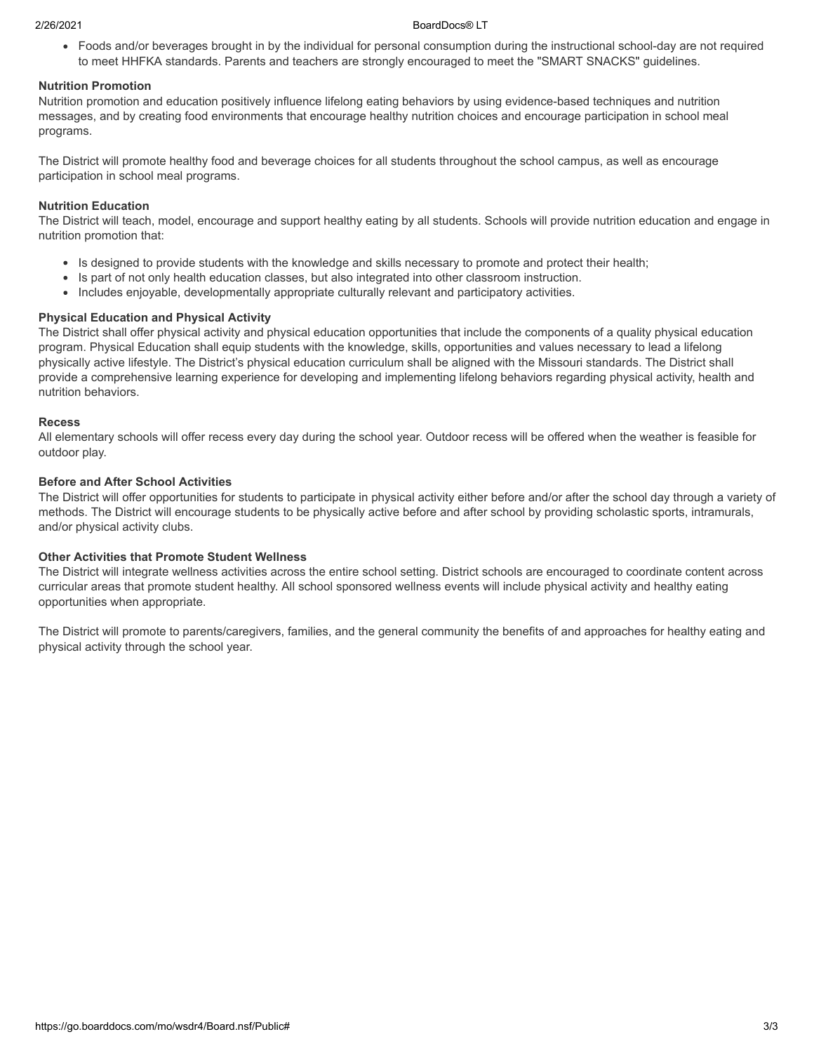- Foods and/or beverages brought in by the individual for personal consumption during the instructional school-day are not required to meet HHFKA standards. Parents and teachers are strongly encouraged to meet the "SMART SNACKS" guidelines.

**Nutrition Promotion**

Nutrition promotion and education positively influence lifelong eating behaviors by using evidence-based techniques and nutrition messages, and by creating food environments that encourage healthy nutrition choices and encourage participation in school meal programs.

The District will promote healthy food and beverage choices for all students throughout the school campus, as well as encourage participation in school meal programs.

**Nutrition Education**

The District will teach, model, encourage and support healthy eating by all students. Schools will provide nutrition education and engage in nutrition promotion that:

- Is designed to provide students with the knowledge and skills necessary to promote and protect their health;
- Is part of not only health education classes, but also integrated into other classroom instruction.
- Includes enjoyable, developmentally appropriate culturally relevant and participatory activities.

**Physical Education and Physical Activity**

The District shall offer physical activity and physical education opportunities that include the components of a quality physical education program. Physical Education shall equip students with the knowledge, skills, opportunities and values necessary to lead a lifelong physically active lifestyle. The District's physical education curriculum shall be aligned with the Missouri standards. The District shall provide a comprehensive learning experience for developing and implementing lifelong behaviors regarding physical activity, health and nutrition behaviors.

**Recess**

All elementary schools will offer recess every day during the school year. Outdoor recess will be offered when the weather is feasible for outdoor play.

**Before and After School Activities**

The District will offer opportunities for students to participate in physical activity either before and/or after the school day through a variety of methods. The District will encourage students to be physically active before and after school by providing scholastic sports, intramurals, and/or physical activity clubs.

**Other Activities that Promote Student Wellness**

The District will integrate wellness activities across the entire school setting. District schools are encouraged to coordinate content across curricular areas that promote student healthy. All school sponsored wellness events will include physical activity and healthy eating opportunities when appropriate.

The District will promote to parents/caregivers, families, and the general community the benefits of and approaches for healthy eating and physical activity through the school year.